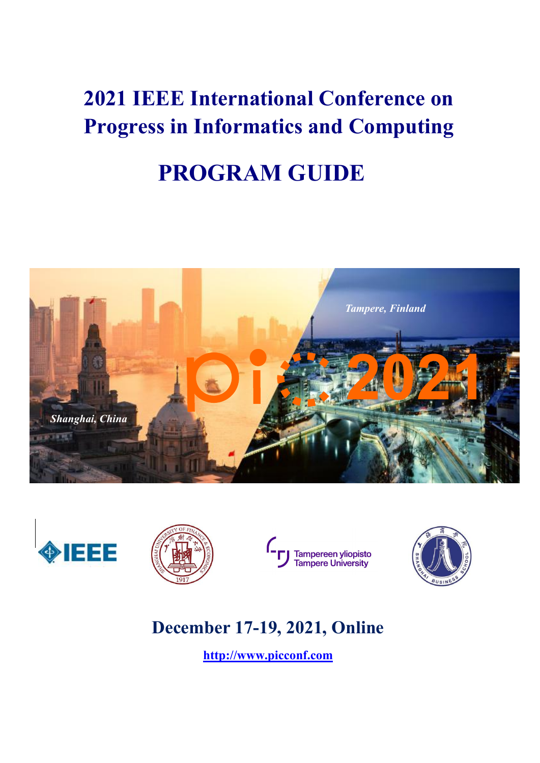# 2021 IEEE International Conference on Progress in Informatics and Computing

# PROGRAM GUIDE

## December 17-19, 2021, Online

http://www.picconf.com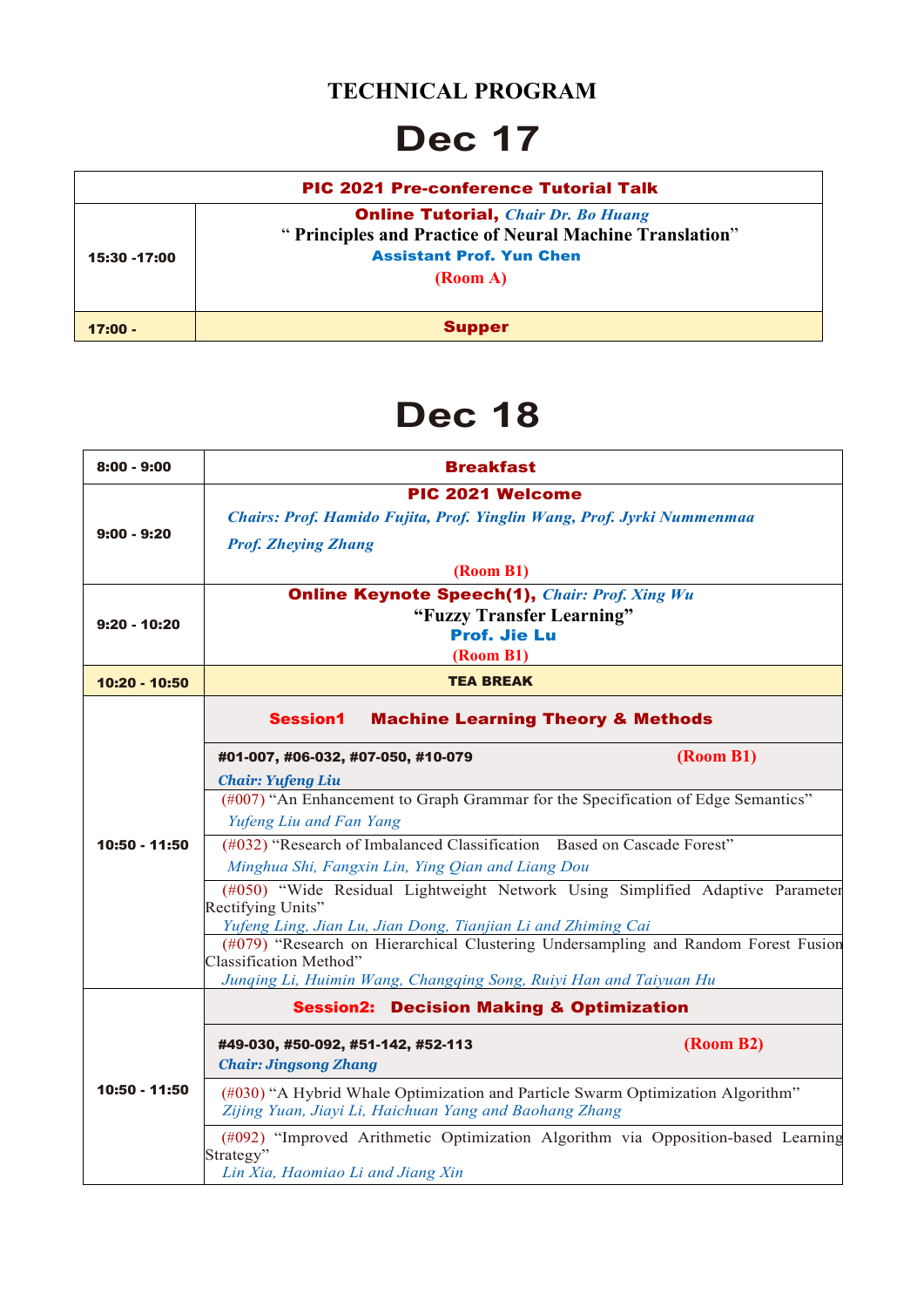# TECHNICAL PROGRAM

# Dec 17

| PIC 2021 Pre-conference Tutorial Talk | |
| --- | --- |
| 15:30 -17:00 | **Online Tutorial,** *Chair Dr. Bo Huang*<br>**" Principles and Practice of Neural Machine Translation"**<br>**Assistant Prof. Yun Chen**<br>**(Room A)** |
| 17:00 - | **Supper** |

# Dec 18

| | |
| --- | --- |
| 8:00 - 9:00 | **Breakfast** |
| 9:00 - 9:20 | **PIC 2021 Welcome**<br>*Chairs: Prof. Hamido Fujita, Prof. Yinglin Wang, Prof. Jyrki Nummenmaa*<br>*Prof. Zheying Zhang*<br>**(Room B1)** |
| 9:20 - 10:20 | **Online Keynote Speech(1),** *Chair: Prof. Xing Wu*<br>**"Fuzzy Transfer Learning"**<br>**Prof. Jie Lu**<br>**(Room B1)** |
| 10:20 - 10:50 | **TEA BREAK** |
| 10:50 - 11:50 | **Session1 Machine Learning Theory & Methods** |
| | **#01-007, #06-032, #07-050, #10-079** **(Room B1)**<br>***Chair: Yufeng Liu*** |
| | (#007) "An Enhancement to Graph Grammar for the Specification of Edge Semantics"<br>*Yufeng Liu and Fan Yang* |
| | (#032) "Research of Imbalanced Classification Based on Cascade Forest"<br>*Minghua Shi, Fangxin Lin, Ying Qian and Liang Dou* |
| | (#050) "Wide Residual Lightweight Network Using Simplified Adaptive Parameter Rectifying Units"<br>*Yufeng Ling, Jian Lu, Jian Dong, Tianjian Li and Zhiming Cai* |
| | (#079) "Research on Hierarchical Clustering Undersampling and Random Forest Fusion Classification Method"<br>*Junqing Li, Huimin Wang, Changqing Song, Ruiyi Han and Taiyuan Hu* |
| 10:50 - 11:50 | **Session2: Decision Making & Optimization** |
| | **#49-030, #50-092, #51-142, #52-113** **(Room B2)**<br>***Chair: Jingsong Zhang*** |
| | (#030) "A Hybrid Whale Optimization and Particle Swarm Optimization Algorithm"<br>*Zijing Yuan, Jiayi Li, Haichuan Yang and Baohang Zhang* |
| | (#092) "Improved Arithmetic Optimization Algorithm via Opposition-based Learning Strategy"<br>*Lin Xia, Haomiao Li and Jiang Xin* |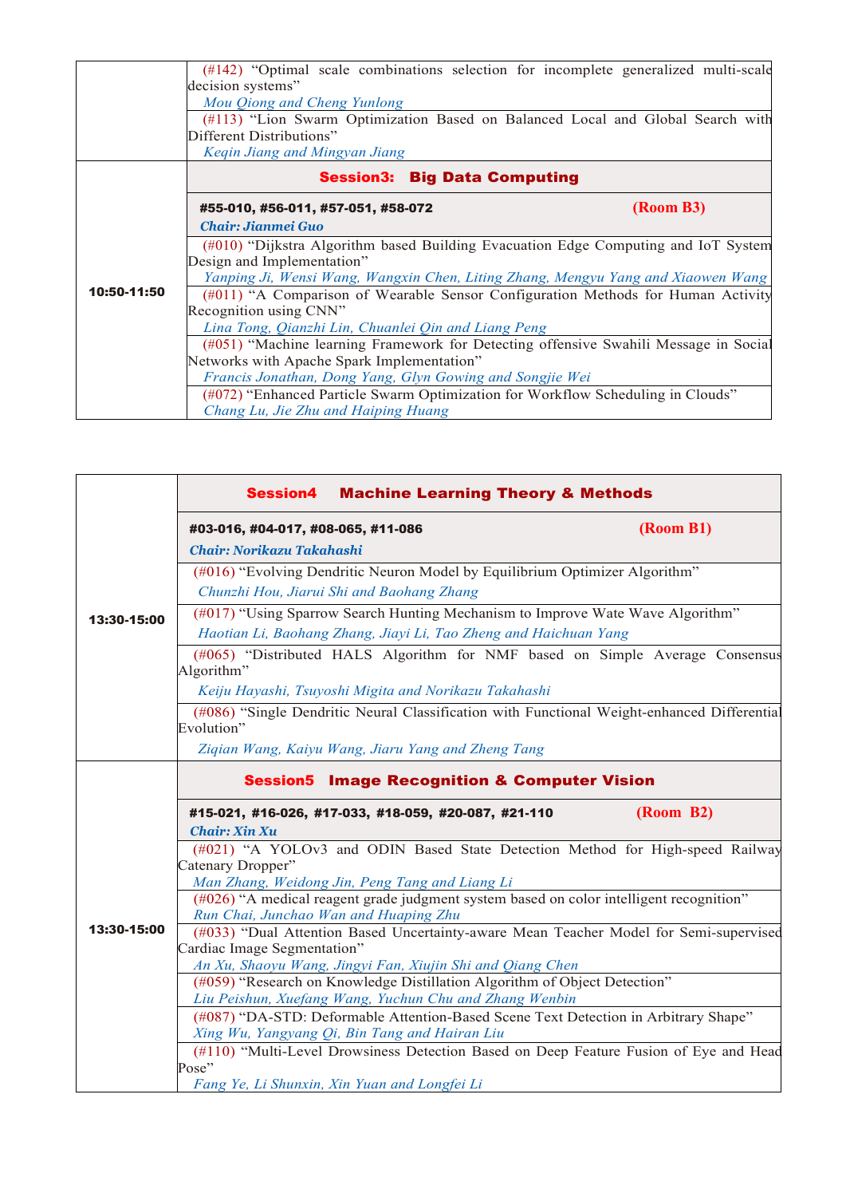| | |
|---|---|
| | (#142) "Optimal scale combinations selection for incomplete generalized multi-scale decision systems"<br>*Mou Qiong and Cheng Yunlong* |
| | (#113) "Lion Swarm Optimization Based on Balanced Local and Global Search with Different Distributions"<br>*Keqin Jiang and Mingyan Jiang* |
| **10:50-11:50** | **Session3: Big Data Computing** |
| | **#55-010, #56-011, #57-051, #58-072** **(Room B3)**<br>***Chair: Jianmei Guo*** |
| | (#010) "Dijkstra Algorithm based Building Evacuation Edge Computing and IoT System Design and Implementation"<br>*Yanping Ji, Wensi Wang, Wangxin Chen, Liting Zhang, Mengyu Yang and Xiaowen Wang* |
| | (#011) "A Comparison of Wearable Sensor Configuration Methods for Human Activity Recognition using CNN"<br>*Lina Tong, Qianzhi Lin, Chuanlei Qin and Liang Peng* |
| | (#051) "Machine learning Framework for Detecting offensive Swahili Message in Social Networks with Apache Spark Implementation"<br>*Francis Jonathan, Dong Yang, Glyn Gowing and Songjie Wei* |
| | (#072) "Enhanced Particle Swarm Optimization for Workflow Scheduling in Clouds"<br>*Chang Lu, Jie Zhu and Haiping Huang* |

| | |
|---|---|
| **13:30-15:00** | **Session4 Machine Learning Theory & Methods** |
| | **#03-016, #04-017, #08-065, #11-086** **(Room B1)**<br>***Chair: Norikazu Takahashi*** |
| | (#016) "Evolving Dendritic Neuron Model by Equilibrium Optimizer Algorithm"<br>*Chunzhi Hou, Jiarui Shi and Baohang Zhang* |
| | (#017) "Using Sparrow Search Hunting Mechanism to Improve Wate Wave Algorithm"<br>*Haotian Li, Baohang Zhang, Jiayi Li, Tao Zheng and Haichuan Yang* |
| | (#065) "Distributed HALS Algorithm for NMF based on Simple Average Consensus Algorithm"<br>*Keiju Hayashi, Tsuyoshi Migita and Norikazu Takahashi* |
| | (#086) "Single Dendritic Neural Classification with Functional Weight-enhanced Differential Evolution"<br>*Ziqian Wang, Kaiyu Wang, Jiaru Yang and Zheng Tang* |
| **13:30-15:00** | **Session5 Image Recognition & Computer Vision** |
| | **#15-021, #16-026, #17-033, #18-059, #20-087, #21-110** **(Room B2)**<br>***Chair: Xin Xu*** |
| | (#021) "A YOLOv3 and ODIN Based State Detection Method for High-speed Railway Catenary Dropper"<br>*Man Zhang, Weidong Jin, Peng Tang and Liang Li* |
| | (#026) "A medical reagent grade judgment system based on color intelligent recognition"<br>*Run Chai, Junchao Wan and Huaping Zhu* |
| | (#033) "Dual Attention Based Uncertainty-aware Mean Teacher Model for Semi-supervised Cardiac Image Segmentation"<br>*An Xu, Shaoyu Wang, Jingyi Fan, Xiujin Shi and Qiang Chen* |
| | (#059) "Research on Knowledge Distillation Algorithm of Object Detection"<br>*Liu Peishun, Xuefang Wang, Yuchun Chu and Zhang Wenbin* |
| | (#087) "DA-STD: Deformable Attention-Based Scene Text Detection in Arbitrary Shape"<br>*Xing Wu, Yangyang Qi, Bin Tang and Hairan Liu* |
| | (#110) "Multi-Level Drowsiness Detection Based on Deep Feature Fusion of Eye and Head Pose"<br>*Fang Ye, Li Shunxin, Xin Yuan and Longfei Li* |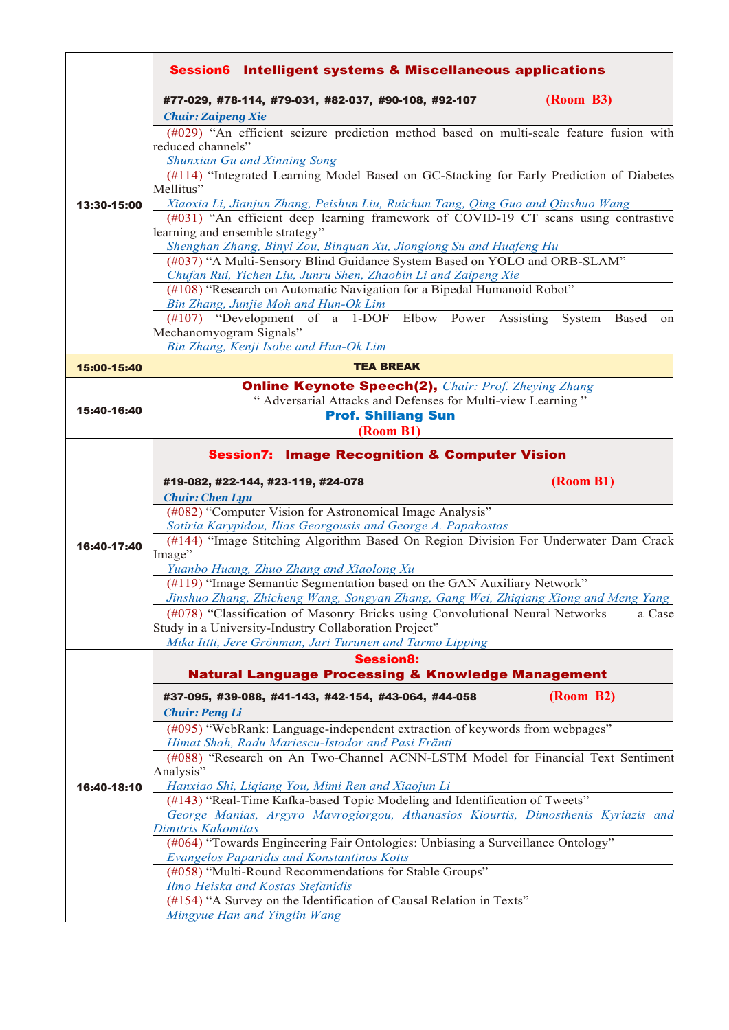| | |
|---|---|
| 13:30-15:00 | **Session6 Intelligent systems & Miscellaneous applications**<br><br>**#77-029, #78-114, #79-031, #82-037, #90-108, #92-107** **(Room B3)**<br>***Chair: Zaipeng Xie***<br><br>(#029) "An efficient seizure prediction method based on multi-scale feature fusion with reduced channels"<br>*Shunxian Gu and Xinning Song*<br><br>(#114) "Integrated Learning Model Based on GC-Stacking for Early Prediction of Diabetes Mellitus"<br>*Xiaoxia Li, Jianjun Zhang, Peishun Liu, Ruichun Tang, Qing Guo and Qinshuo Wang*<br><br>(#031) "An efficient deep learning framework of COVID-19 CT scans using contrastive learning and ensemble strategy"<br>*Shenghan Zhang, Binyi Zou, Binquan Xu, Jionglong Su and Huafeng Hu*<br><br>(#037) "A Multi-Sensory Blind Guidance System Based on YOLO and ORB-SLAM"<br>*Chufan Rui, Yichen Liu, Junru Shen, Zhaobin Li and Zaipeng Xie*<br><br>(#108) "Research on Automatic Navigation for a Bipedal Humanoid Robot"<br>*Bin Zhang, Junjie Moh and Hun-Ok Lim*<br><br>(#107) "Development of a 1-DOF Elbow Power Assisting System Based on Mechanomyogram Signals"<br>*Bin Zhang, Kenji Isobe and Hun-Ok Lim* |
| 15:00-15:40 | **TEA BREAK** |
| 15:40-16:40 | **Online Keynote Speech(2),** *Chair: Prof. Zheying Zhang*<br>" Adversarial Attacks and Defenses for Multi-view Learning "<br>**Prof. Shiliang Sun**<br>**(Room B1)** |
| 16:40-17:40 | **Session7: Image Recognition & Computer Vision**<br><br>**#19-082, #22-144, #23-119, #24-078** **(Room B1)**<br>***Chair: Chen Lyu***<br><br>(#082) "Computer Vision for Astronomical Image Analysis"<br>*Sotiria Karypidou, Ilias Georgousis and George A. Papakostas*<br><br>(#144) "Image Stitching Algorithm Based On Region Division For Underwater Dam Crack Image"<br>*Yuanbo Huang, Zhuo Zhang and Xiaolong Xu*<br><br>(#119) "Image Semantic Segmentation based on the GAN Auxiliary Network"<br>*Jinshuo Zhang, Zhicheng Wang, Songyan Zhang, Gang Wei, Zhiqiang Xiong and Meng Yang*<br><br>(#078) "Classification of Masonry Bricks using Convolutional Neural Networks – a Case Study in a University-Industry Collaboration Project"<br>*Mika Iitti, Jere Grönman, Jari Turunen and Tarmo Lipping* |
| 16:40-18:10 | **Session8: Natural Language Processing & Knowledge Management**<br><br>**#37-095, #39-088, #41-143, #42-154, #43-064, #44-058** **(Room B2)**<br>***Chair: Peng Li***<br><br>(#095) "WebRank: Language-independent extraction of keywords from webpages"<br>*Himat Shah, Radu Mariescu-Istodor and Pasi Fränti*<br><br>(#088) "Research on An Two-Channel ACNN-LSTM Model for Financial Text Sentiment Analysis"<br>*Hanxiao Shi, Liqiang You, Mimi Ren and Xiaojun Li*<br><br>(#143) "Real-Time Kafka-based Topic Modeling and Identification of Tweets"<br>*George Manias, Argyro Mavrogiorgou, Athanasios Kiourtis, Dimosthenis Kyriazis and Dimitris Kakomitas*<br><br>(#064) "Towards Engineering Fair Ontologies: Unbiasing a Surveillance Ontology"<br>*Evangelos Paparidis and Konstantinos Kotis*<br><br>(#058) "Multi-Round Recommendations for Stable Groups"<br>*Ilmo Heiska and Kostas Stefanidis*<br><br>(#154) "A Survey on the Identification of Causal Relation in Texts"<br>*Mingyue Han and Yinglin Wang* |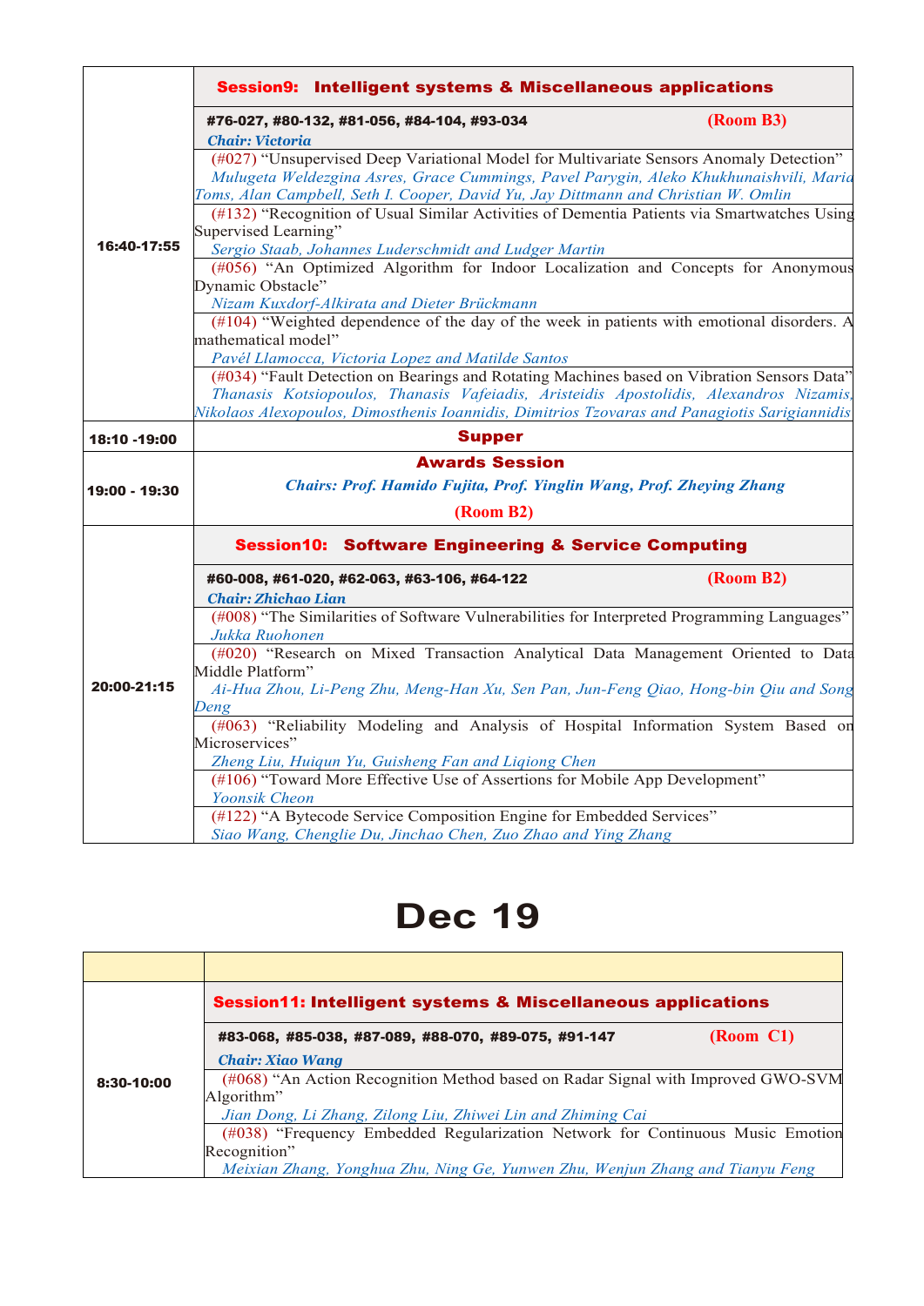| | |
|---|---|
| 16:40-17:55 | **Session9: Intelligent systems & Miscellaneous applications**<br>**#76-027, #80-132, #81-056, #84-104, #93-034** **(Room B3)**<br>***Chair: Victoria***<br>(#027) "Unsupervised Deep Variational Model for Multivariate Sensors Anomaly Detection"<br>*Mulugeta Weldezgina Asres, Grace Cummings, Pavel Parygin, Aleko Khukhunaishvili, Maria Toms, Alan Campbell, Seth I. Cooper, David Yu, Jay Dittmann and Christian W. Omlin*<br>(#132) "Recognition of Usual Similar Activities of Dementia Patients via Smartwatches Using Supervised Learning"<br>*Sergio Staab, Johannes Luderschmidt and Ludger Martin*<br>(#056) "An Optimized Algorithm for Indoor Localization and Concepts for Anonymous Dynamic Obstacle"<br>*Nizam Kuxdorf-Alkirata and Dieter Brückmann*<br>(#104) "Weighted dependence of the day of the week in patients with emotional disorders. A mathematical model"<br>*Pavél Llamocca, Victoria Lopez and Matilde Santos*<br>(#034) "Fault Detection on Bearings and Rotating Machines based on Vibration Sensors Data"<br>*Thanasis Kotsiopoulos, Thanasis Vafeiadis, Aristeidis Apostolidis, Alexandros Nizamis, Nikolaos Alexopoulos, Dimosthenis Ioannidis, Dimitrios Tzovaras and Panagiotis Sarigiannidis* |
| 18:10 -19:00 | **Supper** |
| 19:00 - 19:30 | **Awards Session**<br>***Chairs: Prof. Hamido Fujita, Prof. Yinglin Wang, Prof. Zheying Zhang***<br>**(Room B2)** |
| 20:00-21:15 | **Session10: Software Engineering & Service Computing**<br>**#60-008, #61-020, #62-063, #63-106, #64-122** **(Room B2)**<br>***Chair: Zhichao Lian***<br>(#008) "The Similarities of Software Vulnerabilities for Interpreted Programming Languages"<br>*Jukka Ruohonen*<br>(#020) "Research on Mixed Transaction Analytical Data Management Oriented to Data Middle Platform"<br>*Ai-Hua Zhou, Li-Peng Zhu, Meng-Han Xu, Sen Pan, Jun-Feng Qiao, Hong-bin Qiu and Song Deng*<br>(#063) "Reliability Modeling and Analysis of Hospital Information System Based on Microservices"<br>*Zheng Liu, Huiqun Yu, Guisheng Fan and Liqiong Chen*<br>(#106) "Toward More Effective Use of Assertions for Mobile App Development"<br>*Yoonsik Cheon*<br>(#122) "A Bytecode Service Composition Engine for Embedded Services"<br>*Siao Wang, Chenglie Du, Jinchao Chen, Zuo Zhao and Ying Zhang* |

# Dec 19

| | |
|---|---|
| 8:30-10:00 | **Session11: Intelligent systems & Miscellaneous applications**<br>**#83-068, #85-038, #87-089, #88-070, #89-075, #91-147** **(Room C1)**<br>***Chair: Xiao Wang***<br>(#068) "An Action Recognition Method based on Radar Signal with Improved GWO-SVM Algorithm"<br>*Jian Dong, Li Zhang, Zilong Liu, Zhiwei Lin and Zhiming Cai*<br>(#038) "Frequency Embedded Regularization Network for Continuous Music Emotion Recognition"<br>*Meixian Zhang, Yonghua Zhu, Ning Ge, Yunwen Zhu, Wenjun Zhang and Tianyu Feng* |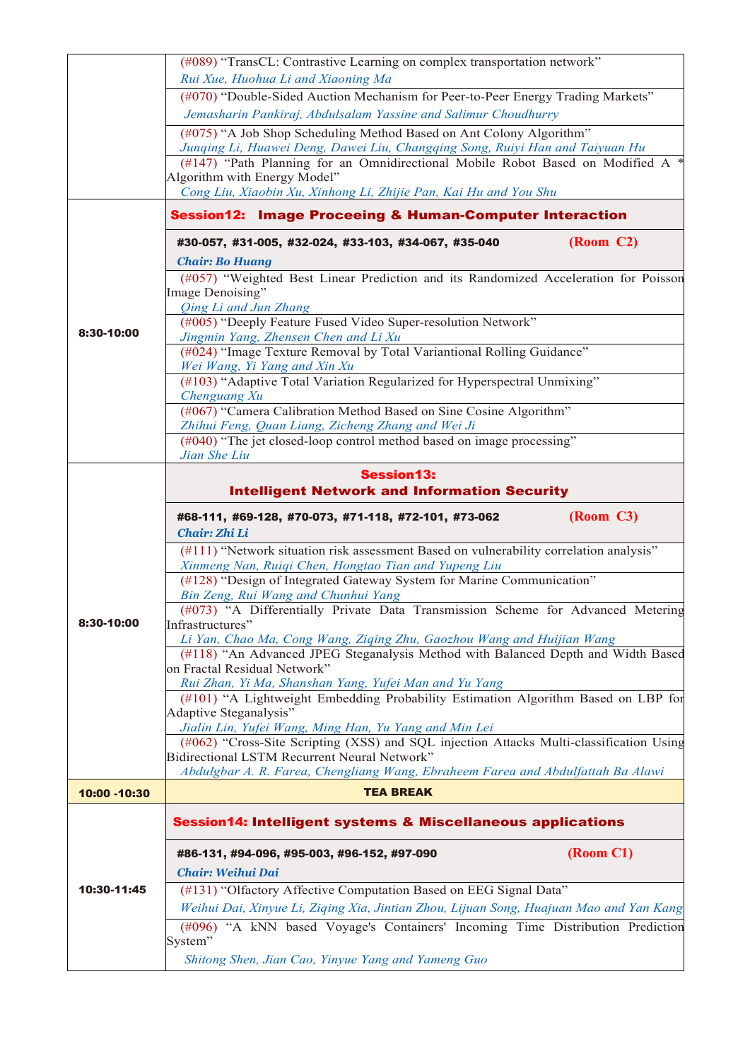| | |
|---|---|
| | (#089) “TransCL: Contrastive Learning on complex transportation network”<br>*Rui Xue, Huohua Li and Xiaoning Ma* |
| | (#070) “Double-Sided Auction Mechanism for Peer-to-Peer Energy Trading Markets”<br>*Jemasharin Pankiraj, Abdulsalam Yassine and Salimur Choudhurry* |
| | (#075) “A Job Shop Scheduling Method Based on Ant Colony Algorithm”<br>*Junqing Li, Huawei Deng, Dawei Liu, Changqing Song, Ruiyi Han and Taiyuan Hu* |
| | (#147) “Path Planning for an Omnidirectional Mobile Robot Based on Modified A * Algorithm with Energy Model”<br>*Cong Liu, Xiaobin Xu, Xinhong Li, Zhijie Pan, Kai Hu and You Shu* |
| **8:30-10:00** | **Session12: Image Proceeing & Human-Computer Interaction** |
| | **#30-057, #31-005, #32-024, #33-103, #34-067, #35-040** **(Room C2)**<br>***Chair: Bo Huang*** |
| | (#057) “Weighted Best Linear Prediction and its Randomized Acceleration for Poisson Image Denoising”<br>*Qing Li and Jun Zhang* |
| | (#005) “Deeply Feature Fused Video Super-resolution Network”<br>*Jingmin Yang, Zhensen Chen and Li Xu* |
| | (#024) “Image Texture Removal by Total Variantional Rolling Guidance”<br>*Wei Wang, Yi Yang and Xin Xu* |
| | (#103) “Adaptive Total Variation Regularized for Hyperspectral Unmixing”<br>*Chenguang Xu* |
| | (#067) “Camera Calibration Method Based on Sine Cosine Algorithm”<br>*Zhihui Feng, Quan Liang, Zicheng Zhang and Wei Ji* |
| | (#040) “The jet closed-loop control method based on image processing”<br>*Jian She Liu* |
| **8:30-10:00** | **Session13: Intelligent Network and Information Security** |
| | **#68-111, #69-128, #70-073, #71-118, #72-101, #73-062** **(Room C3)**<br>***Chair: Zhi Li*** |
| | (#111) “Network situation risk assessment Based on vulnerability correlation analysis”<br>*Xinmeng Nan, Ruiqi Chen, Hongtao Tian and Yupeng Liu* |
| | (#128) “Design of Integrated Gateway System for Marine Communication”<br>*Bin Zeng, Rui Wang and Chunhui Yang* |
| | (#073) “A Differentially Private Data Transmission Scheme for Advanced Metering Infrastructures”<br>*Li Yan, Chao Ma, Cong Wang, Ziqing Zhu, Gaozhou Wang and Huijian Wang* |
| | (#118) “An Advanced JPEG Steganalysis Method with Balanced Depth and Width Based on Fractal Residual Network”<br>*Rui Zhan, Yi Ma, Shanshan Yang, Yufei Man and Yu Yang* |
| | (#101) “A Lightweight Embedding Probability Estimation Algorithm Based on LBP for Adaptive Steganalysis”<br>*Jialin Lin, Yufei Wang, Ming Han, Yu Yang and Min Lei* |
| | (#062) “Cross-Site Scripting (XSS) and SQL injection Attacks Multi-classification Using Bidirectional LSTM Recurrent Neural Network”<br>*Abdulgbar A. R. Farea, Chengliang Wang, Ebraheem Farea and Abdulfattah Ba Alawi* |
| **10:00 -10:30** | **TEA BREAK** |
| **10:30-11:45** | **Session14: Intelligent systems & Miscellaneous applications** |
| | **#86-131, #94-096, #95-003, #96-152, #97-090** **(Room C1)**<br>***Chair: Weihui Dai*** |
| | (#131) “Olfactory Affective Computation Based on EEG Signal Data”<br>*Weihui Dai, Xinyue Li, Ziqing Xia, Jintian Zhou, Lijuan Song, Huajuan Mao and Yan Kang* |
| | (#096) “A kNN based Voyage's Containers' Incoming Time Distribution Prediction System”<br>*Shitong Shen, Jian Cao, Yinyue Yang and Yameng Guo* |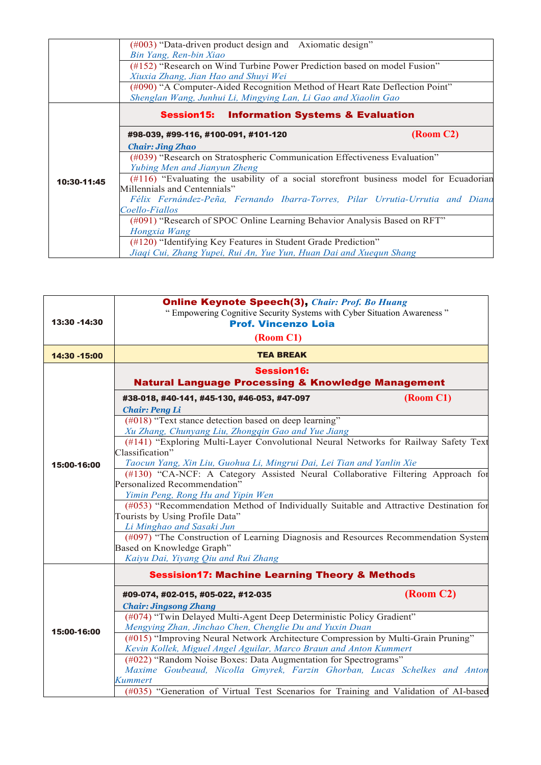| | |
|---|---|
| | (#003) "Data-driven product design and Axiomatic design"<br>*Bin Yang, Ren-bin Xiao* |
| | (#152) "Research on Wind Turbine Power Prediction based on model Fusion"<br>*Xiuxia Zhang, Jian Hao and Shuyi Wei* |
| | (#090) "A Computer-Aided Recognition Method of Heart Rate Deflection Point"<br>*Shenglan Wang, Junhui Li, Mingying Lan, Li Gao and Xiaolin Gao* |
| **10:30-11:45** | **Session15: Information Systems & Evaluation** |
| | **#98-039, #99-116, #100-091, #101-120** (Room C2)<br>***Chair: Jing Zhao*** |
| | (#039) "Research on Stratospheric Communication Effectiveness Evaluation"<br>*Yubing Men and Jianyun Zheng* |
| | (#116) "Evaluating the usability of a social storefront business model for Ecuadorian Millennials and Centennials"<br>*Félix Fernández-Peña, Fernando Ibarra-Torres, Pilar Urrutia-Urrutia and Diana Coello-Fiallos* |
| | (#091) "Research of SPOC Online Learning Behavior Analysis Based on RFT"<br>*Hongxia Wang* |
| | (#120) "Identifying Key Features in Student Grade Prediction"<br>*Jiaqi Cui, Zhang Yupei, Rui An, Yue Yun, Huan Dai and Xuequn Shang* |

| | |
|---|---|
| **13:30 -14:30** | **Online Keynote Speech(3),** ***Chair: Prof. Bo Huang***<br>" Empowering Cognitive Security Systems with Cyber Situation Awareness "<br>**Prof. Vincenzo Loia**<br>(Room C1) |
| **14:30 -15:00** | **TEA BREAK** |
| **15:00-16:00** | **Session16: Natural Language Processing & Knowledge Management** |
| | **#38-018, #40-141, #45-130, #46-053, #47-097** (Room C1)<br>***Chair: Peng Li*** |
| | (#018) "Text stance detection based on deep learning"<br>*Xu Zhang, Chunyang Liu, Zhongqin Gao and Yue Jiang* |
| | (#141) "Exploring Multi-Layer Convolutional Neural Networks for Railway Safety Text Classification"<br>*Taocun Yang, Xin Liu, Guohua Li, Mingrui Dai, Lei Tian and Yanlin Xie* |
| | (#130) "CA-NCF: A Category Assisted Neural Collaborative Filtering Approach for Personalized Recommendation"<br>*Yimin Peng, Rong Hu and Yipin Wen* |
| | (#053) "Recommendation Method of Individually Suitable and Attractive Destination for Tourists by Using Profile Data"<br>*Li Minghao and Sasaki Jun* |
| | (#097) "The Construction of Learning Diagnosis and Resources Recommendation System Based on Knowledge Graph"<br>*Kaiyu Dai, Yiyang Qiu and Rui Zhang* |
| **15:00-16:00** | **Sessision17: Machine Learning Theory & Methods** |
| | **#09-074, #02-015, #05-022, #12-035** (Room C2)<br>***Chair: Jingsong Zhang*** |
| | (#074) "Twin Delayed Multi-Agent Deep Deterministic Policy Gradient"<br>*Mengying Zhan, Jinchao Chen, Chenglie Du and Yuxin Duan* |
| | (#015) "Improving Neural Network Architecture Compression by Multi-Grain Pruning"<br>*Kevin Kollek, Miguel Angel Aguilar, Marco Braun and Anton Kummert* |
| | (#022) "Random Noise Boxes: Data Augmentation for Spectrograms"<br>*Maxime Goubeaud, Nicolla Gmyrek, Farzin Ghorban, Lucas Schelkes and Anton Kummert* |
| | (#035) "Generation of Virtual Test Scenarios for Training and Validation of AI-based |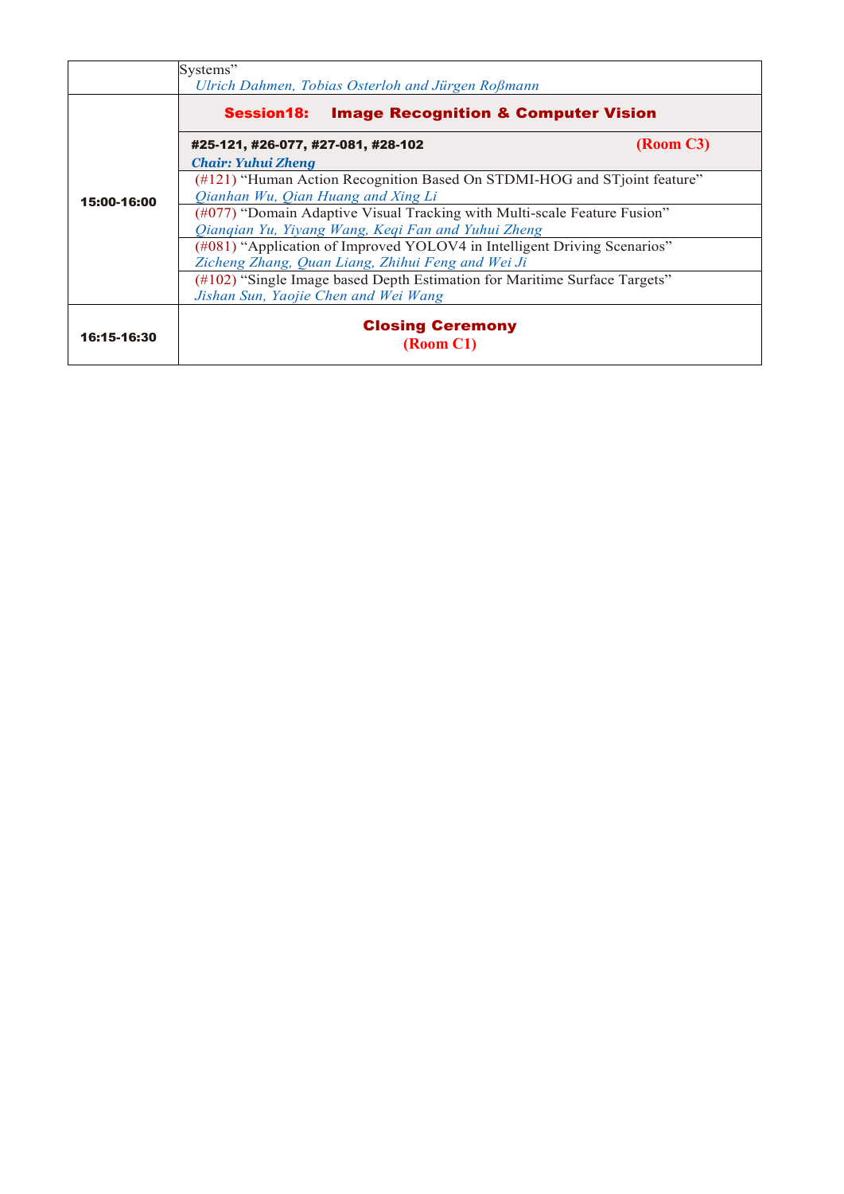| | |
|---|---|
| | Systems"<br>*Ulrich Dahmen, Tobias Osterloh and Jürgen Roßmann* |
| 15:00-16:00 | **Session18: Image Recognition & Computer Vision** |
| | **#25-121, #26-077, #27-081, #28-102** **(Room C3)**<br>***Chair: Yuhui Zheng*** |
| | (#121) "Human Action Recognition Based On STDMI-HOG and STjoint feature"<br>*Qianhan Wu, Qian Huang and Xing Li* |
| | (#077) "Domain Adaptive Visual Tracking with Multi-scale Feature Fusion"<br>*Qianqian Yu, Yiyang Wang, Keqi Fan and Yuhui Zheng* |
| | (#081) "Application of Improved YOLOV4 in Intelligent Driving Scenarios"<br>*Zicheng Zhang, Quan Liang, Zhihui Feng and Wei Ji* |
| | (#102) "Single Image based Depth Estimation for Maritime Surface Targets"<br>*Jishan Sun, Yaojie Chen and Wei Wang* |
| 16:15-16:30 | **Closing Ceremony**<br>**(Room C1)** |